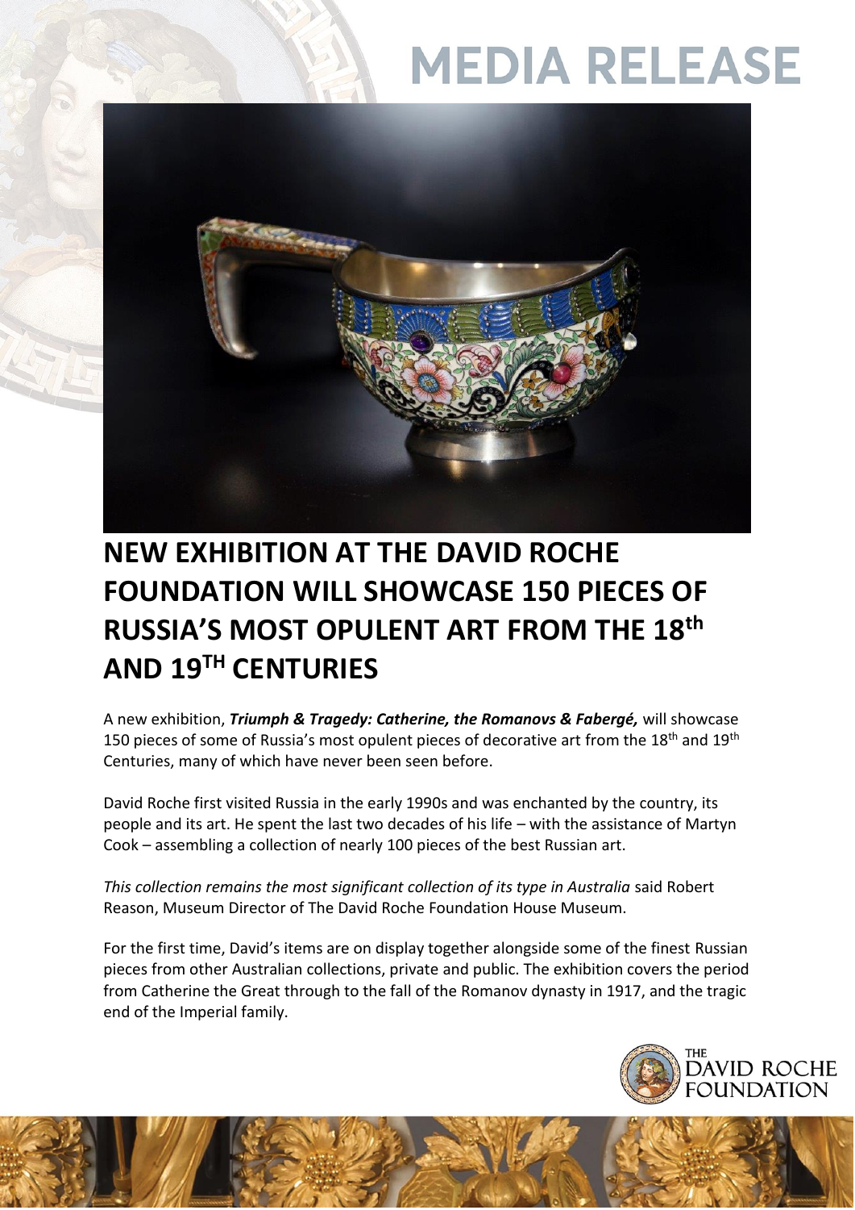# MEDIA RELEASE

## NEW EXHIBITION AT THE DAVID ROCHE FOUNDATION WILL SHOWCASE 150 PIECES OF RUSSIA'S MOST OPULENT ART FROM THE 18th AND 19TH CENTURIES

A new exhibition, ***Triumph & Tragedy: Catherine, the Romanovs & Fabergé,*** will showcase 150 pieces of some of Russia's most opulent pieces of decorative art from the 18th and 19th Centuries, many of which have never been seen before.

David Roche first visited Russia in the early 1990s and was enchanted by the country, its people and its art. He spent the last two decades of his life – with the assistance of Martyn Cook – assembling a collection of nearly 100 pieces of the best Russian art.

*This collection remains the most significant collection of its type in Australia* said Robert Reason, Museum Director of The David Roche Foundation House Museum.

For the first time, David's items are on display together alongside some of the finest Russian pieces from other Australian collections, private and public. The exhibition covers the period from Catherine the Great through to the fall of the Romanov dynasty in 1917, and the tragic end of the Imperial family.

THE DAVID ROCHE FOUNDATION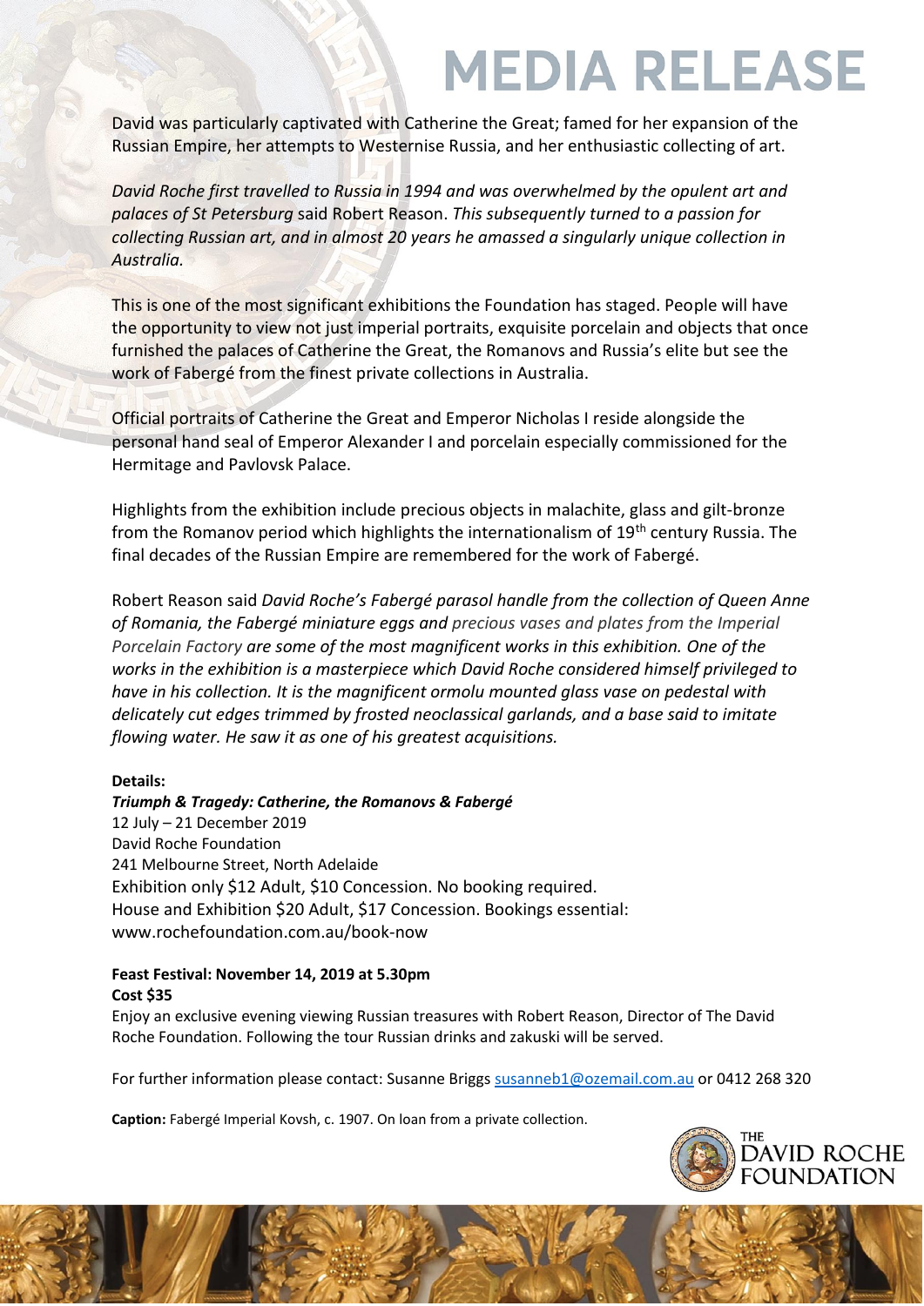# MEDIA RELEASE

David was particularly captivated with Catherine the Great; famed for her expansion of the Russian Empire, her attempts to Westernise Russia, and her enthusiastic collecting of art.

*David Roche first travelled to Russia in 1994 and was overwhelmed by the opulent art and palaces of St Petersburg* said Robert Reason. *This subsequently turned to a passion for collecting Russian art, and in almost 20 years he amassed a singularly unique collection in Australia.*

This is one of the most significant exhibitions the Foundation has staged. People will have the opportunity to view not just imperial portraits, exquisite porcelain and objects that once furnished the palaces of Catherine the Great, the Romanovs and Russia's elite but see the work of Fabergé from the finest private collections in Australia.

Official portraits of Catherine the Great and Emperor Nicholas I reside alongside the personal hand seal of Emperor Alexander I and porcelain especially commissioned for the Hermitage and Pavlovsk Palace.

Highlights from the exhibition include precious objects in malachite, glass and gilt-bronze from the Romanov period which highlights the internationalism of 19th century Russia. The final decades of the Russian Empire are remembered for the work of Fabergé.

Robert Reason said *David Roche's Fabergé parasol handle from the collection of Queen Anne of Romania, the Fabergé miniature eggs and precious vases and plates from the Imperial Porcelain Factory are some of the most magnificent works in this exhibition. One of the works in the exhibition is a masterpiece which David Roche considered himself privileged to have in his collection. It is the magnificent ormolu mounted glass vase on pedestal with delicately cut edges trimmed by frosted neoclassical garlands, and a base said to imitate flowing water. He saw it as one of his greatest acquisitions.*

**Details:**

***Triumph & Tragedy: Catherine, the Romanovs & Fabergé***
12 July – 21 December 2019
David Roche Foundation
241 Melbourne Street, North Adelaide
Exhibition only $12 Adult, $10 Concession. No booking required.
House and Exhibition $20 Adult, $17 Concession. Bookings essential:
www.rochefoundation.com.au/book-now

**Feast Festival: November 14, 2019 at 5.30pm**
**Cost $35**
Enjoy an exclusive evening viewing Russian treasures with Robert Reason, Director of The David Roche Foundation. Following the tour Russian drinks and zakuski will be served.

For further information please contact: Susanne Briggs susanneb1@ozemail.com.au or 0412 268 320

**Caption:** Fabergé Imperial Kovsh, c. 1907. On loan from a private collection.

THE DAVID ROCHE FOUNDATION